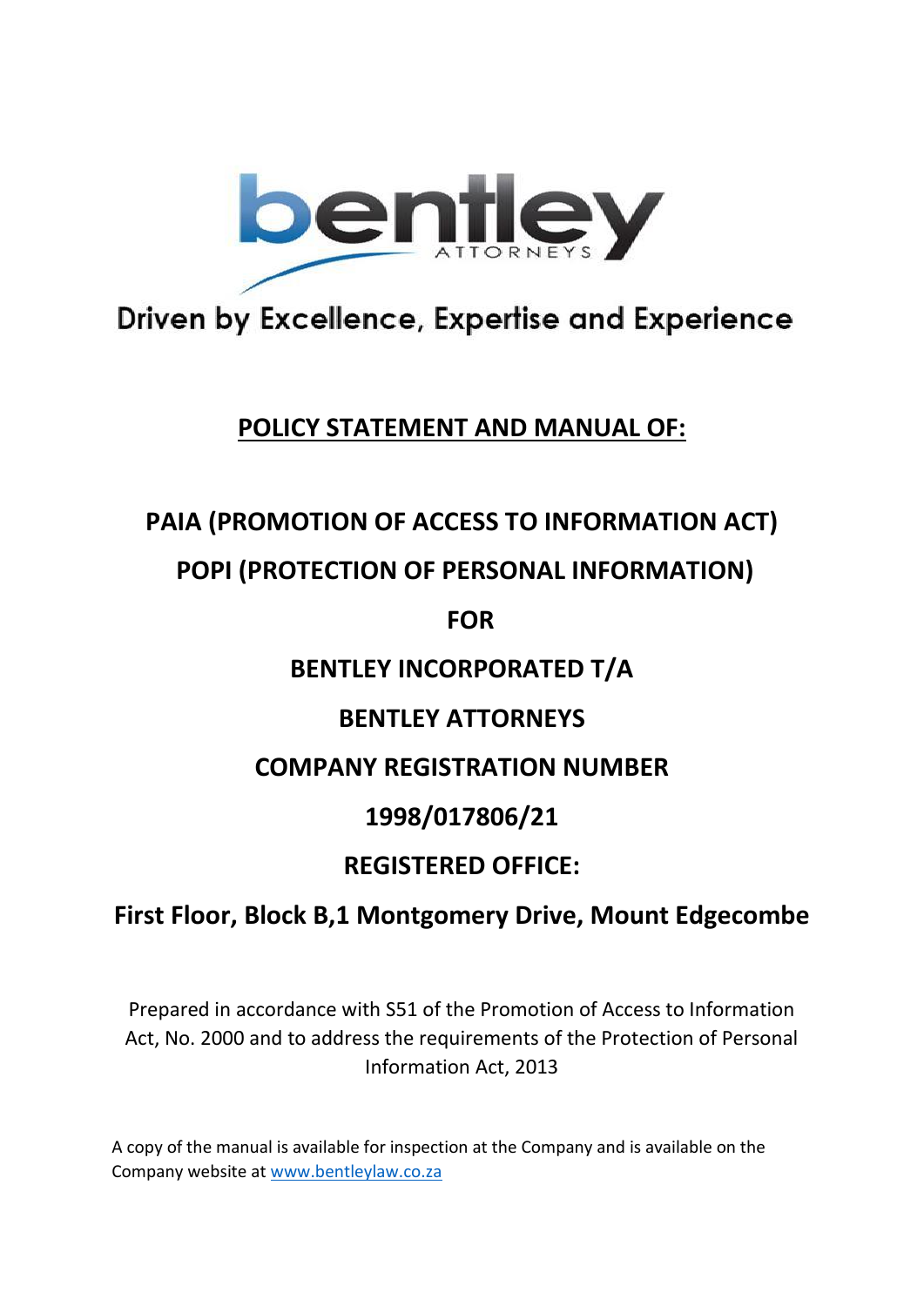bentley ATTORNEYS

Driven by Excellence, Expertise and Experience

# POLICY STATEMENT AND MANUAL OF:

## PAIA (PROMOTION OF ACCESS TO INFORMATION ACT)

## POPI (PROTECTION OF PERSONAL INFORMATION)

## FOR

## BENTLEY INCORPORATED T/A

## BENTLEY ATTORNEYS

## COMPANY REGISTRATION NUMBER

## 1998/017806/21

## REGISTERED OFFICE:

## First Floor, Block B,1 Montgomery Drive, Mount Edgecombe

Prepared in accordance with S51 of the Promotion of Access to Information Act, No. 2000 and to address the requirements of the Protection of Personal Information Act, 2013

A copy of the manual is available for inspection at the Company and is available on the Company website at [www.bentleylaw.co.za](http://www.bentleylaw.co.za)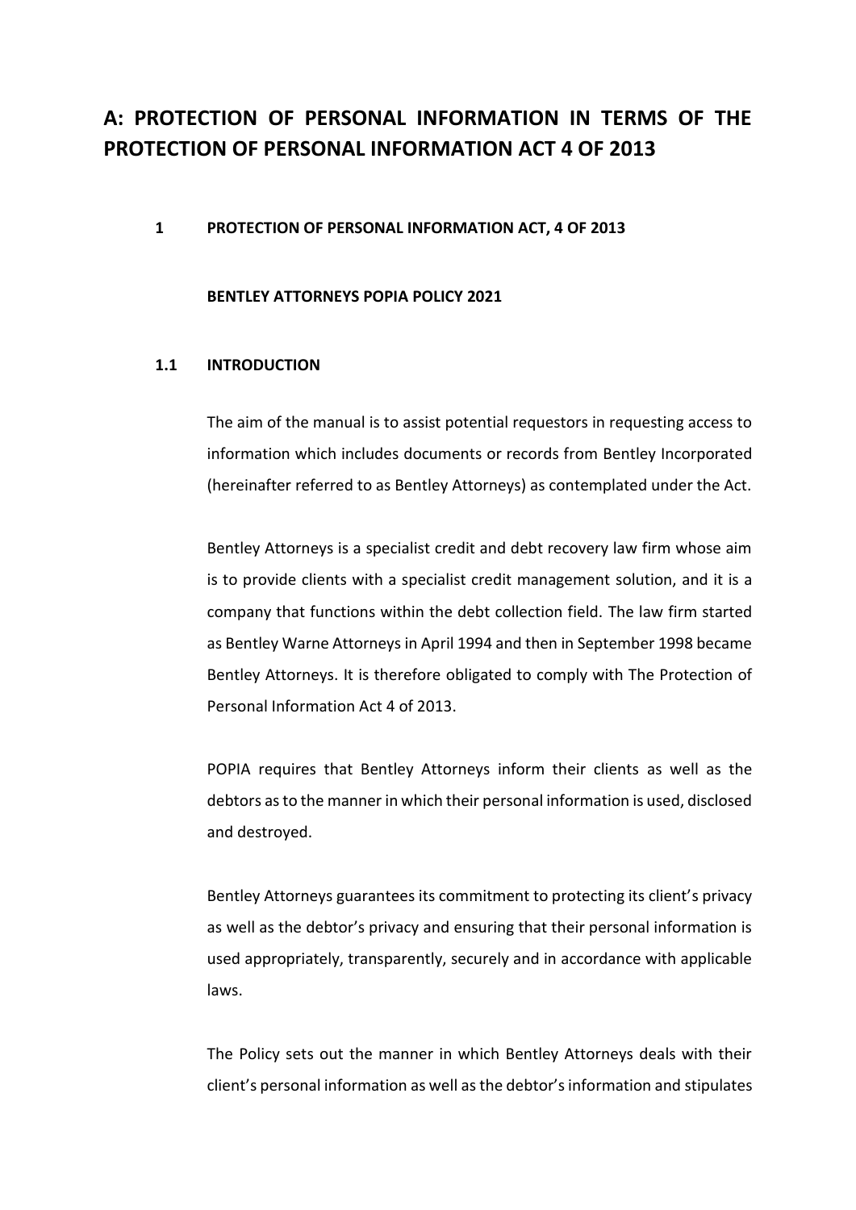# A: PROTECTION OF PERSONAL INFORMATION IN TERMS OF THE PROTECTION OF PERSONAL INFORMATION ACT 4 OF 2013

## 1 PROTECTION OF PERSONAL INFORMATION ACT, 4 OF 2013

**BENTLEY ATTORNEYS POPIA POLICY 2021**

### 1.1 INTRODUCTION

The aim of the manual is to assist potential requestors in requesting access to information which includes documents or records from Bentley Incorporated (hereinafter referred to as Bentley Attorneys) as contemplated under the Act.

Bentley Attorneys is a specialist credit and debt recovery law firm whose aim is to provide clients with a specialist credit management solution, and it is a company that functions within the debt collection field. The law firm started as Bentley Warne Attorneys in April 1994 and then in September 1998 became Bentley Attorneys. It is therefore obligated to comply with The Protection of Personal Information Act 4 of 2013.

POPIA requires that Bentley Attorneys inform their clients as well as the debtors as to the manner in which their personal information is used, disclosed and destroyed.

Bentley Attorneys guarantees its commitment to protecting its client's privacy as well as the debtor's privacy and ensuring that their personal information is used appropriately, transparently, securely and in accordance with applicable laws.

The Policy sets out the manner in which Bentley Attorneys deals with their client's personal information as well as the debtor's information and stipulates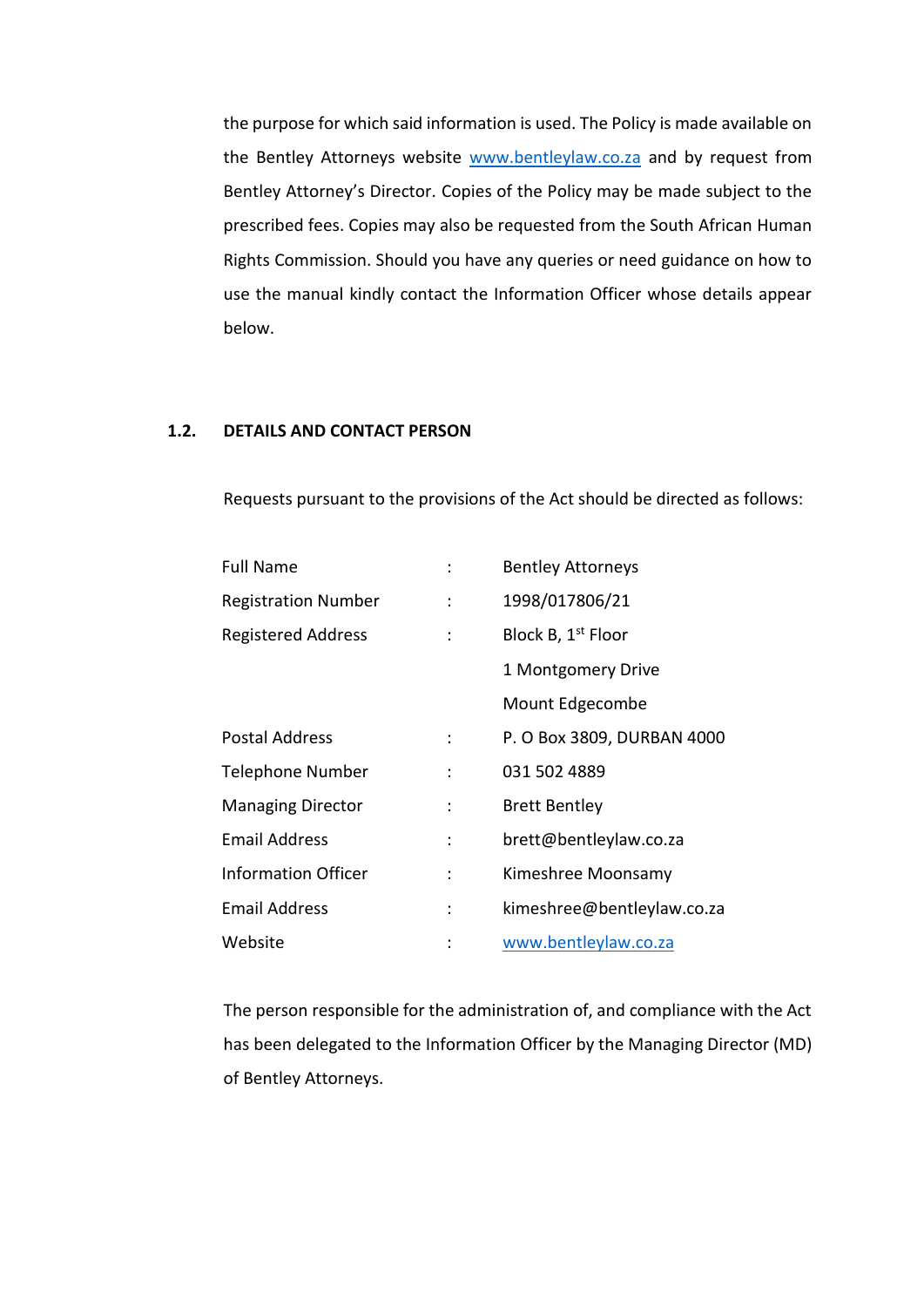the purpose for which said information is used. The Policy is made available on the Bentley Attorneys website [www.bentleylaw.co.za](http://www.bentleylaw.co.za) and by request from Bentley Attorney's Director. Copies of the Policy may be made subject to the prescribed fees. Copies may also be requested from the South African Human Rights Commission. Should you have any queries or need guidance on how to use the manual kindly contact the Information Officer whose details appear below.

## 1.2. DETAILS AND CONTACT PERSON

Requests pursuant to the provisions of the Act should be directed as follows:

| | | |
|---|---|---|
| Full Name | : | Bentley Attorneys |
| Registration Number | : | 1998/017806/21 |
| Registered Address | : | Block B, 1st Floor<br>1 Montgomery Drive<br>Mount Edgecombe |
| Postal Address | : | P. O Box 3809, DURBAN 4000 |
| Telephone Number | : | 031 502 4889 |
| Managing Director | : | Brett Bentley |
| Email Address | : | brett@bentleylaw.co.za |
| Information Officer | : | Kimeshree Moonsamy |
| Email Address | : | kimeshree@bentleylaw.co.za |
| Website | : | [www.bentleylaw.co.za](http://www.bentleylaw.co.za) |

The person responsible for the administration of, and compliance with the Act has been delegated to the Information Officer by the Managing Director (MD) of Bentley Attorneys.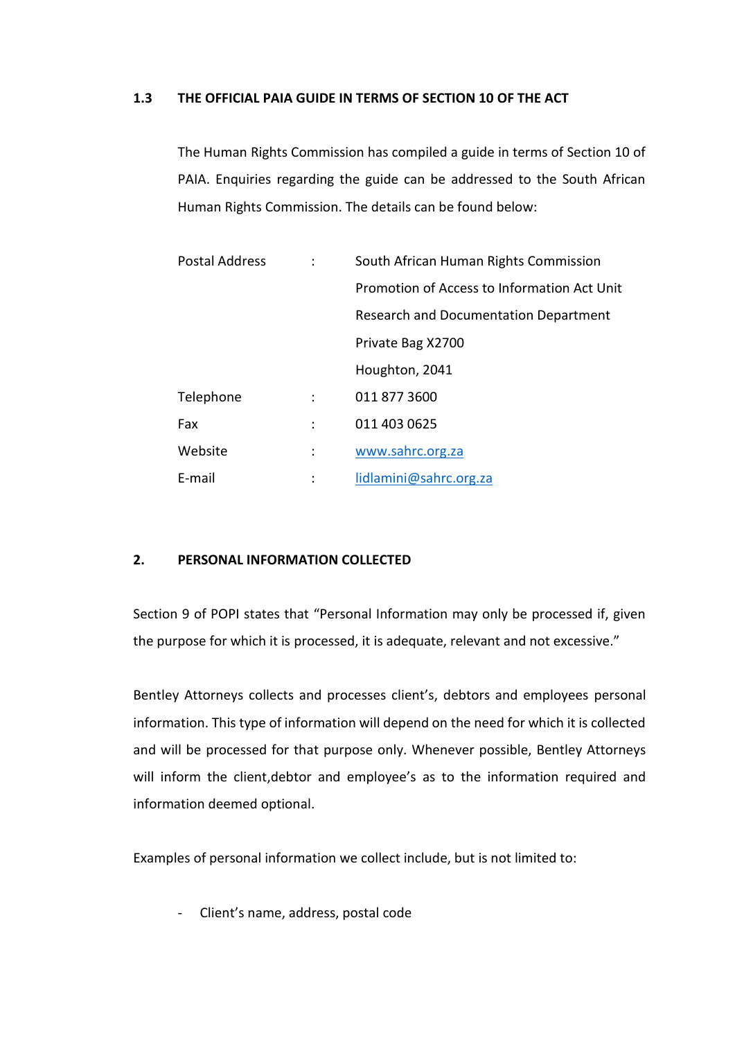### 1.3 THE OFFICIAL PAIA GUIDE IN TERMS OF SECTION 10 OF THE ACT

The Human Rights Commission has compiled a guide in terms of Section 10 of PAIA. Enquiries regarding the guide can be addressed to the South African Human Rights Commission. The details can be found below:

| | | |
|---|---|---|
| Postal Address | : | South African Human Rights Commission<br>Promotion of Access to Information Act Unit<br>Research and Documentation Department<br>Private Bag X2700<br>Houghton, 2041 |
| Telephone | : | 011 877 3600 |
| Fax | : | 011 403 0625 |
| Website | : | www.sahrc.org.za |
| E-mail | : | lidlamini@sahrc.org.za |

## 2. PERSONAL INFORMATION COLLECTED

Section 9 of POPI states that "Personal Information may only be processed if, given the purpose for which it is processed, it is adequate, relevant and not excessive."

Bentley Attorneys collects and processes client's, debtors and employees personal information. This type of information will depend on the need for which it is collected and will be processed for that purpose only. Whenever possible, Bentley Attorneys will inform the client,debtor and employee's as to the information required and information deemed optional.

Examples of personal information we collect include, but is not limited to:

- Client's name, address, postal code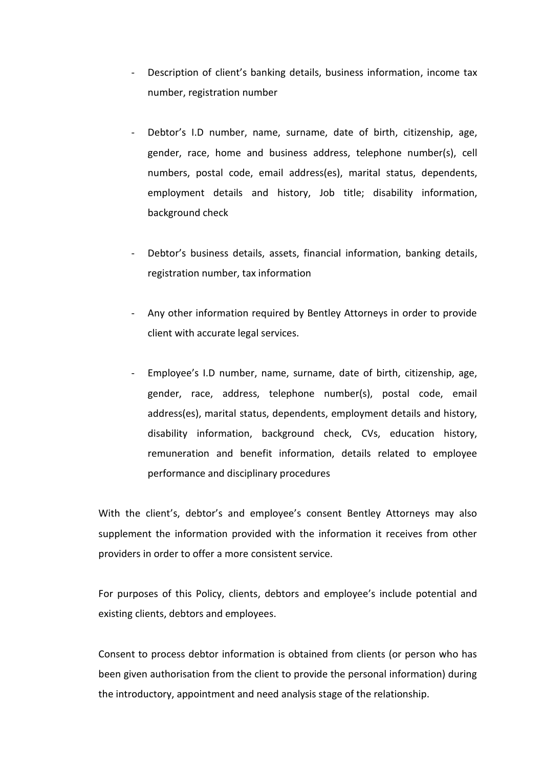- Description of client's banking details, business information, income tax number, registration number

- Debtor's I.D number, name, surname, date of birth, citizenship, age, gender, race, home and business address, telephone number(s), cell numbers, postal code, email address(es), marital status, dependents, employment details and history, Job title; disability information, background check

- Debtor's business details, assets, financial information, banking details, registration number, tax information

- Any other information required by Bentley Attorneys in order to provide client with accurate legal services.

- Employee's I.D number, name, surname, date of birth, citizenship, age, gender, race, address, telephone number(s), postal code, email address(es), marital status, dependents, employment details and history, disability information, background check, CVs, education history, remuneration and benefit information, details related to employee performance and disciplinary procedures

With the client's, debtor's and employee's consent Bentley Attorneys may also supplement the information provided with the information it receives from other providers in order to offer a more consistent service.

For purposes of this Policy, clients, debtors and employee's include potential and existing clients, debtors and employees.

Consent to process debtor information is obtained from clients (or person who has been given authorisation from the client to provide the personal information) during the introductory, appointment and need analysis stage of the relationship.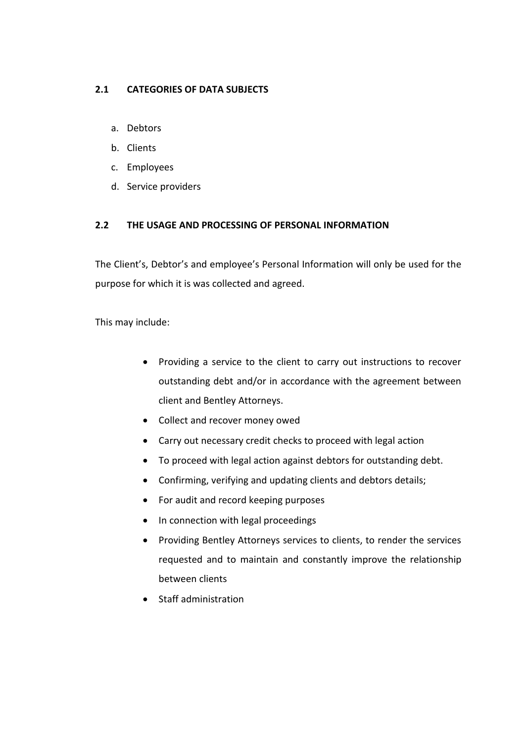## 2.1 CATEGORIES OF DATA SUBJECTS

a. Debtors
b. Clients
c. Employees
d. Service providers

## 2.2 THE USAGE AND PROCESSING OF PERSONAL INFORMATION

The Client's, Debtor's and employee's Personal Information will only be used for the purpose for which it is was collected and agreed.

This may include:

- Providing a service to the client to carry out instructions to recover outstanding debt and/or in accordance with the agreement between client and Bentley Attorneys.
- Collect and recover money owed
- Carry out necessary credit checks to proceed with legal action
- To proceed with legal action against debtors for outstanding debt.
- Confirming, verifying and updating clients and debtors details;
- For audit and record keeping purposes
- In connection with legal proceedings
- Providing Bentley Attorneys services to clients, to render the services requested and to maintain and constantly improve the relationship between clients
- Staff administration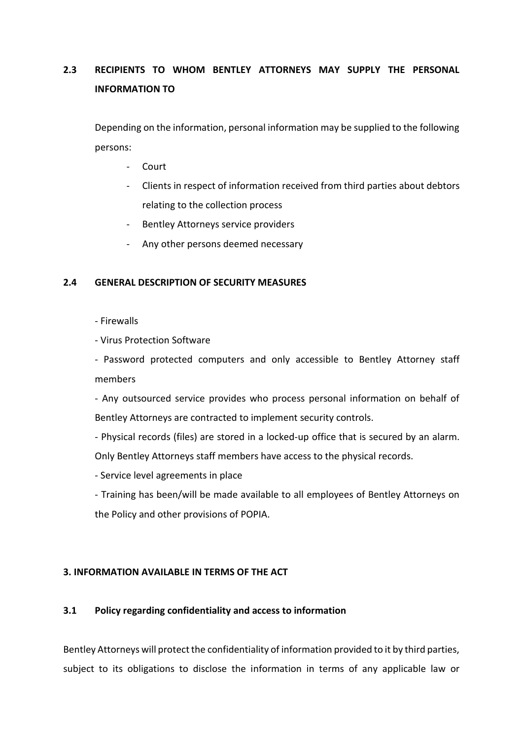## 2.3 RECIPIENTS TO WHOM BENTLEY ATTORNEYS MAY SUPPLY THE PERSONAL INFORMATION TO

Depending on the information, personal information may be supplied to the following persons:

- Court
- Clients in respect of information received from third parties about debtors relating to the collection process
- Bentley Attorneys service providers
- Any other persons deemed necessary

## 2.4 GENERAL DESCRIPTION OF SECURITY MEASURES

- Firewalls
- Virus Protection Software
- Password protected computers and only accessible to Bentley Attorney staff members
- Any outsourced service provides who process personal information on behalf of Bentley Attorneys are contracted to implement security controls.
- Physical records (files) are stored in a locked-up office that is secured by an alarm. Only Bentley Attorneys staff members have access to the physical records.
- Service level agreements in place
- Training has been/will be made available to all employees of Bentley Attorneys on the Policy and other provisions of POPIA.

# 3. INFORMATION AVAILABLE IN TERMS OF THE ACT

### 3.1 Policy regarding confidentiality and access to information

Bentley Attorneys will protect the confidentiality of information provided to it by third parties, subject to its obligations to disclose the information in terms of any applicable law or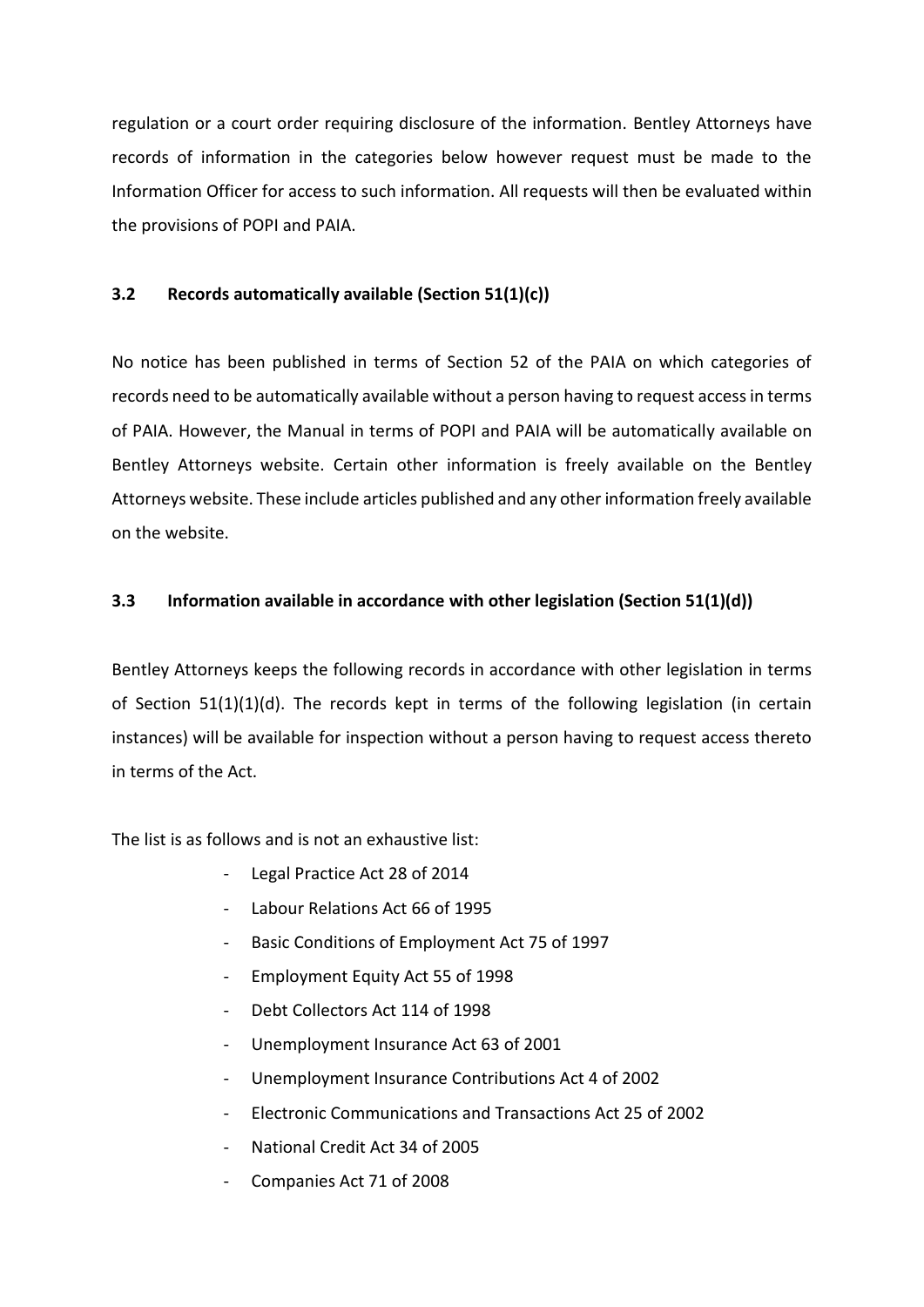regulation or a court order requiring disclosure of the information. Bentley Attorneys have records of information in the categories below however request must be made to the Information Officer for access to such information. All requests will then be evaluated within the provisions of POPI and PAIA.

### 3.2 Records automatically available (Section 51(1)(c))

No notice has been published in terms of Section 52 of the PAIA on which categories of records need to be automatically available without a person having to request access in terms of PAIA. However, the Manual in terms of POPI and PAIA will be automatically available on Bentley Attorneys website. Certain other information is freely available on the Bentley Attorneys website. These include articles published and any other information freely available on the website.

### 3.3 Information available in accordance with other legislation (Section 51(1)(d))

Bentley Attorneys keeps the following records in accordance with other legislation in terms of Section 51(1)(1)(d). The records kept in terms of the following legislation (in certain instances) will be available for inspection without a person having to request access thereto in terms of the Act.

The list is as follows and is not an exhaustive list:

- Legal Practice Act 28 of 2014
- Labour Relations Act 66 of 1995
- Basic Conditions of Employment Act 75 of 1997
- Employment Equity Act 55 of 1998
- Debt Collectors Act 114 of 1998
- Unemployment Insurance Act 63 of 2001
- Unemployment Insurance Contributions Act 4 of 2002
- Electronic Communications and Transactions Act 25 of 2002
- National Credit Act 34 of 2005
- Companies Act 71 of 2008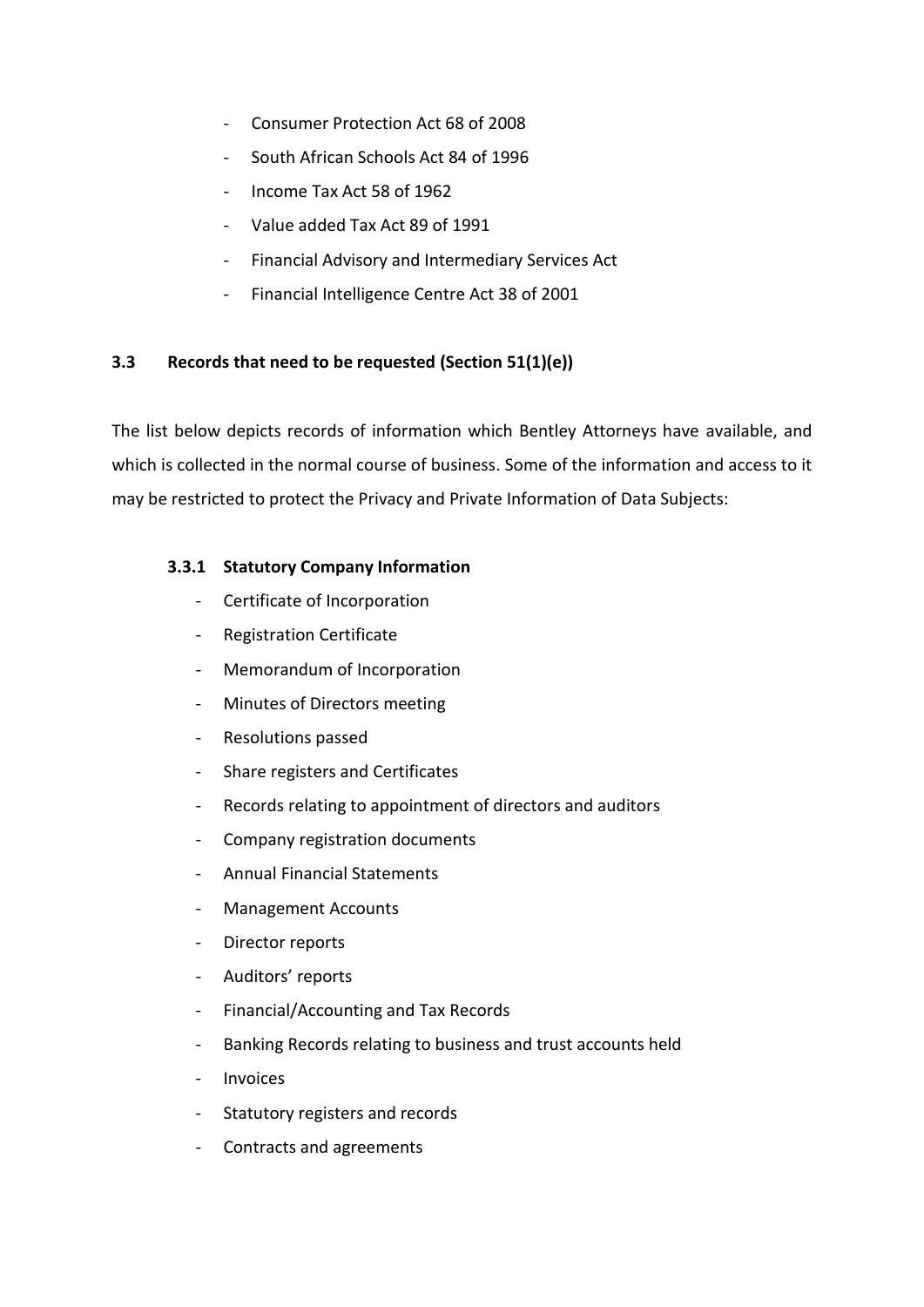- Consumer Protection Act 68 of 2008
- South African Schools Act 84 of 1996
- Income Tax Act 58 of 1962
- Value added Tax Act 89 of 1991
- Financial Advisory and Intermediary Services Act
- Financial Intelligence Centre Act 38 of 2001

## 3.3 Records that need to be requested (Section 51(1)(e))

The list below depicts records of information which Bentley Attorneys have available, and which is collected in the normal course of business. Some of the information and access to it may be restricted to protect the Privacy and Private Information of Data Subjects:

### 3.3.1 Statutory Company Information

- Certificate of Incorporation
- Registration Certificate
- Memorandum of Incorporation
- Minutes of Directors meeting
- Resolutions passed
- Share registers and Certificates
- Records relating to appointment of directors and auditors
- Company registration documents
- Annual Financial Statements
- Management Accounts
- Director reports
- Auditors' reports
- Financial/Accounting and Tax Records
- Banking Records relating to business and trust accounts held
- Invoices
- Statutory registers and records
- Contracts and agreements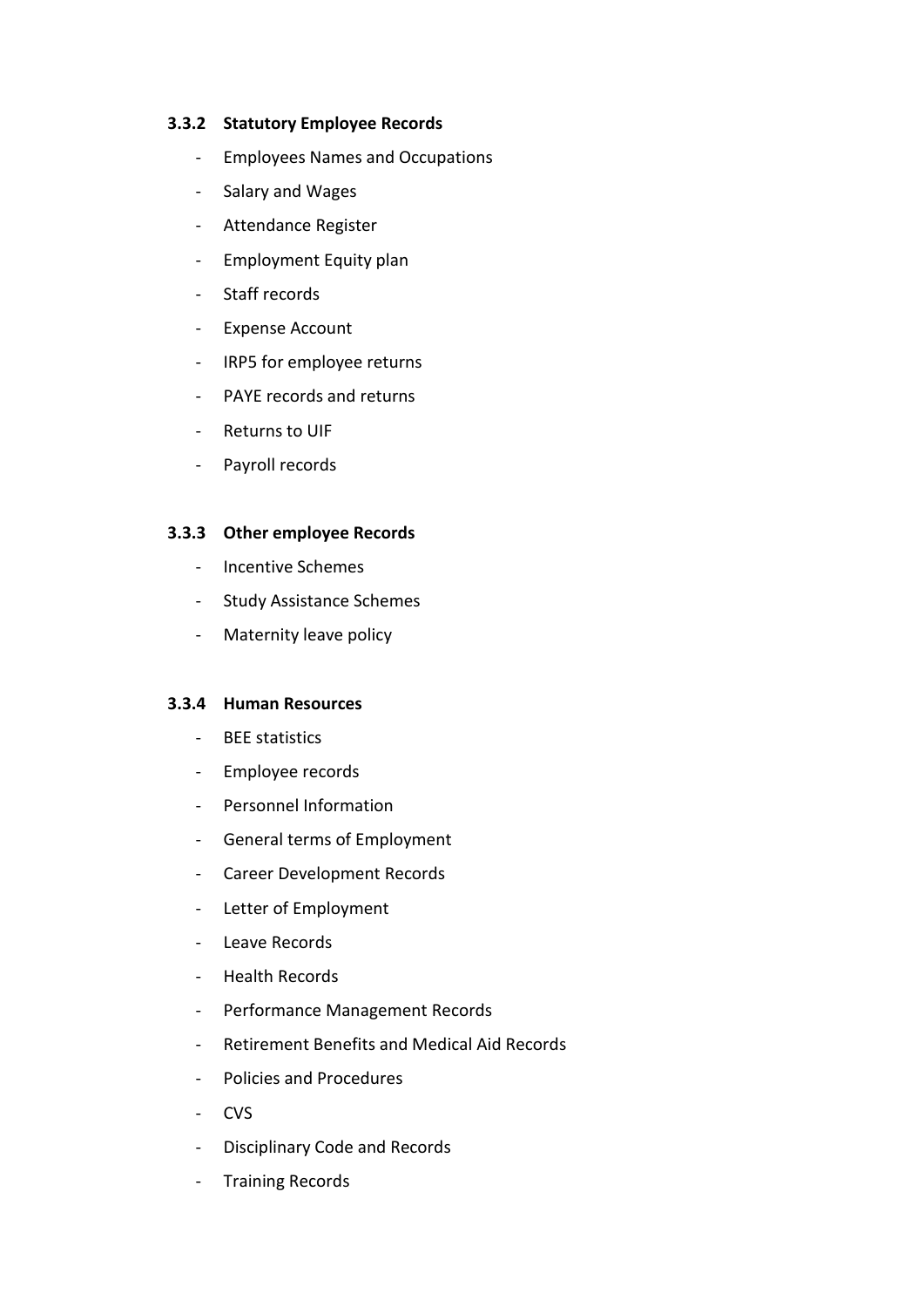### 3.3.2 Statutory Employee Records

- Employees Names and Occupations
- Salary and Wages
- Attendance Register
- Employment Equity plan
- Staff records
- Expense Account
- IRP5 for employee returns
- PAYE records and returns
- Returns to UIF
- Payroll records

### 3.3.3 Other employee Records

- Incentive Schemes
- Study Assistance Schemes
- Maternity leave policy

### 3.3.4 Human Resources

- BEE statistics
- Employee records
- Personnel Information
- General terms of Employment
- Career Development Records
- Letter of Employment
- Leave Records
- Health Records
- Performance Management Records
- Retirement Benefits and Medical Aid Records
- Policies and Procedures
- CVS
- Disciplinary Code and Records
- Training Records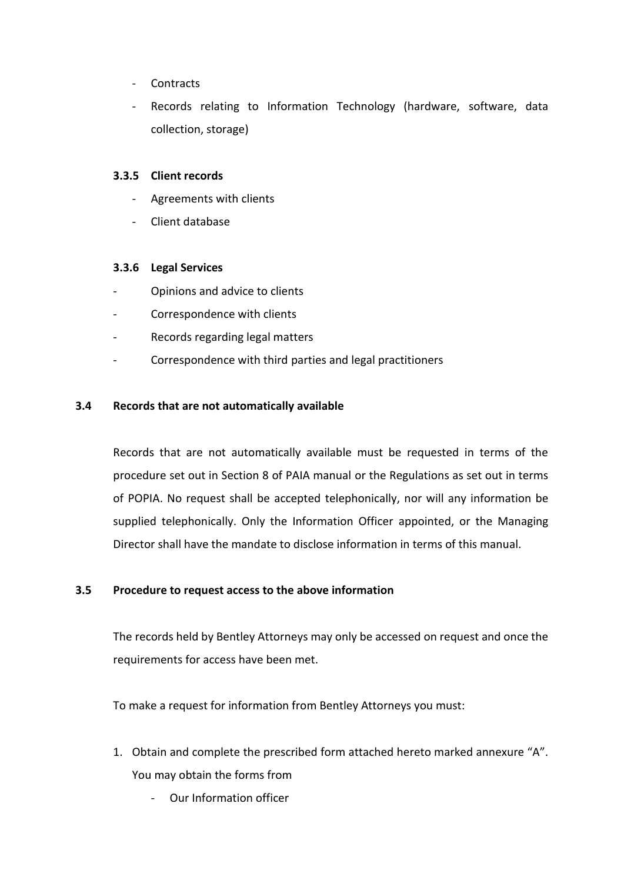- Contracts
- Records relating to Information Technology (hardware, software, data collection, storage)

### 3.3.5 Client records

- Agreements with clients
- Client database

### 3.3.6 Legal Services

- Opinions and advice to clients
- Correspondence with clients
- Records regarding legal matters
- Correspondence with third parties and legal practitioners

## 3.4 Records that are not automatically available

Records that are not automatically available must be requested in terms of the procedure set out in Section 8 of PAIA manual or the Regulations as set out in terms of POPIA. No request shall be accepted telephonically, nor will any information be supplied telephonically. Only the Information Officer appointed, or the Managing Director shall have the mandate to disclose information in terms of this manual.

## 3.5 Procedure to request access to the above information

The records held by Bentley Attorneys may only be accessed on request and once the requirements for access have been met.

To make a request for information from Bentley Attorneys you must:

1. Obtain and complete the prescribed form attached hereto marked annexure "A". You may obtain the forms from
   - Our Information officer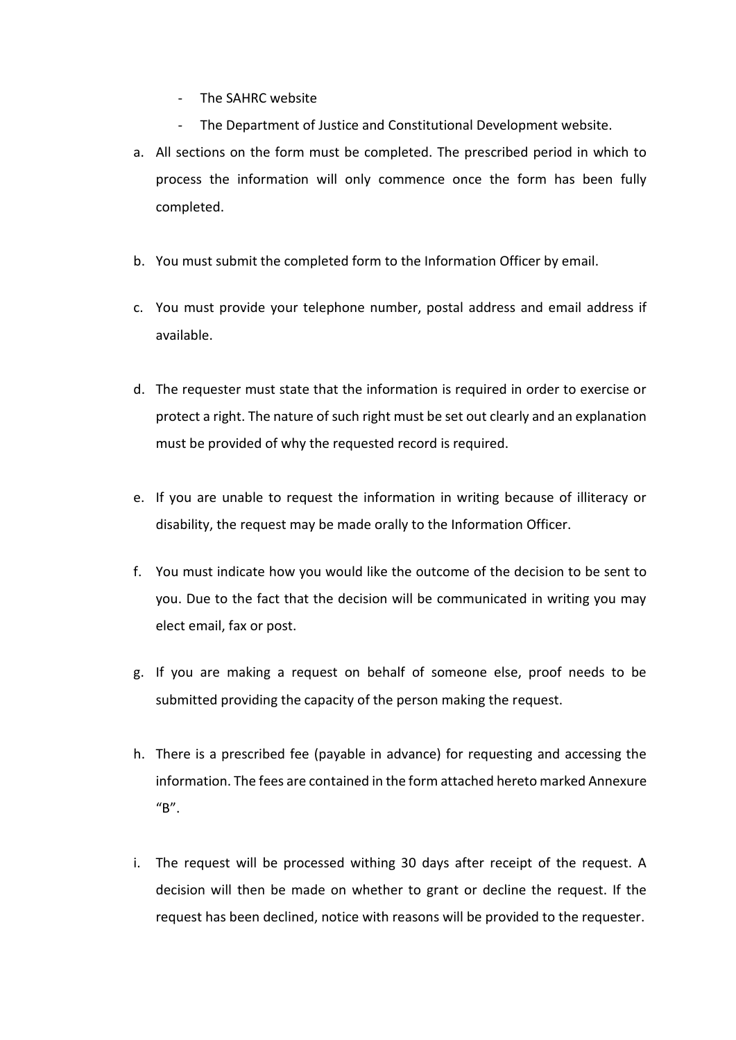- The SAHRC website
- The Department of Justice and Constitutional Development website.

a. All sections on the form must be completed. The prescribed period in which to process the information will only commence once the form has been fully completed.

b. You must submit the completed form to the Information Officer by email.

c. You must provide your telephone number, postal address and email address if available.

d. The requester must state that the information is required in order to exercise or protect a right. The nature of such right must be set out clearly and an explanation must be provided of why the requested record is required.

e. If you are unable to request the information in writing because of illiteracy or disability, the request may be made orally to the Information Officer.

f. You must indicate how you would like the outcome of the decision to be sent to you. Due to the fact that the decision will be communicated in writing you may elect email, fax or post.

g. If you are making a request on behalf of someone else, proof needs to be submitted providing the capacity of the person making the request.

h. There is a prescribed fee (payable in advance) for requesting and accessing the information. The fees are contained in the form attached hereto marked Annexure "B".

i. The request will be processed withing 30 days after receipt of the request. A decision will then be made on whether to grant or decline the request. If the request has been declined, notice with reasons will be provided to the requester.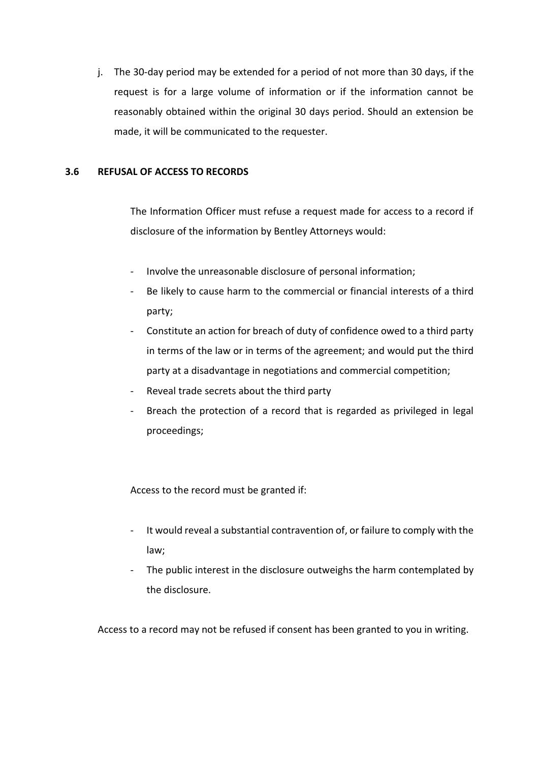j. The 30-day period may be extended for a period of not more than 30 days, if the request is for a large volume of information or if the information cannot be reasonably obtained within the original 30 days period. Should an extension be made, it will be communicated to the requester.

### 3.6 REFUSAL OF ACCESS TO RECORDS

The Information Officer must refuse a request made for access to a record if disclosure of the information by Bentley Attorneys would:

- Involve the unreasonable disclosure of personal information;
- Be likely to cause harm to the commercial or financial interests of a third party;
- Constitute an action for breach of duty of confidence owed to a third party in terms of the law or in terms of the agreement; and would put the third party at a disadvantage in negotiations and commercial competition;
- Reveal trade secrets about the third party
- Breach the protection of a record that is regarded as privileged in legal proceedings;

Access to the record must be granted if:

- It would reveal a substantial contravention of, or failure to comply with the law;
- The public interest in the disclosure outweighs the harm contemplated by the disclosure.

Access to a record may not be refused if consent has been granted to you in writing.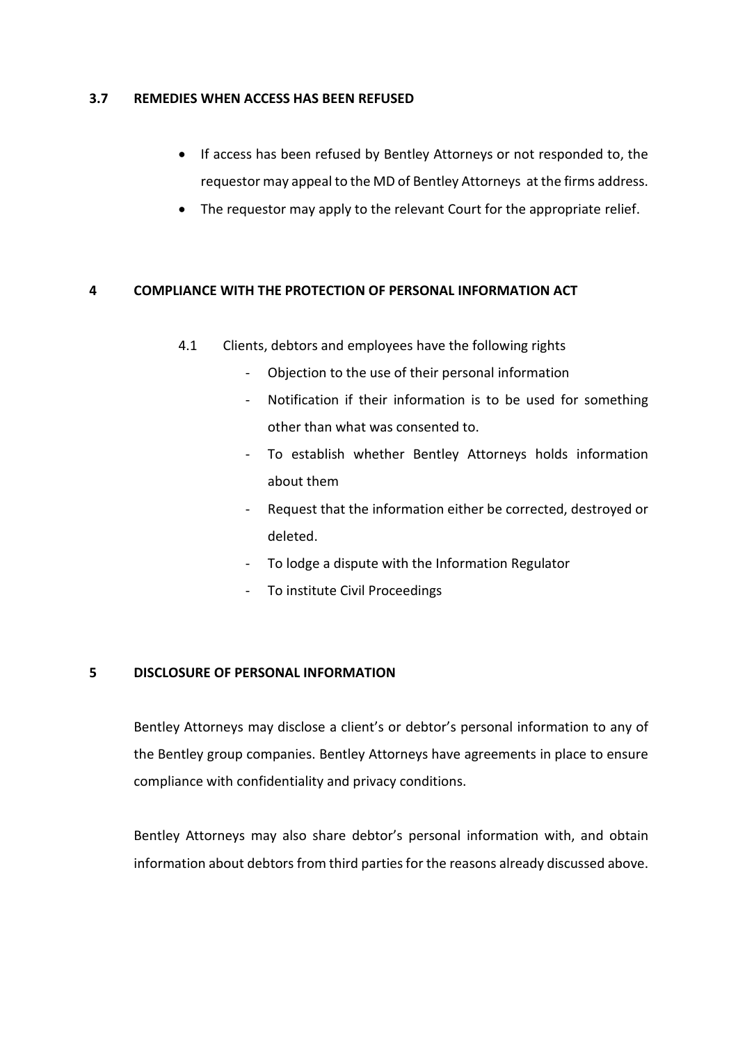### 3.7 REMEDIES WHEN ACCESS HAS BEEN REFUSED

- If access has been refused by Bentley Attorneys or not responded to, the requestor may appeal to the MD of Bentley Attorneys at the firms address.
- The requestor may apply to the relevant Court for the appropriate relief.

## 4 COMPLIANCE WITH THE PROTECTION OF PERSONAL INFORMATION ACT

4.1 Clients, debtors and employees have the following rights

- Objection to the use of their personal information
- Notification if their information is to be used for something other than what was consented to.
- To establish whether Bentley Attorneys holds information about them
- Request that the information either be corrected, destroyed or deleted.
- To lodge a dispute with the Information Regulator
- To institute Civil Proceedings

## 5 DISCLOSURE OF PERSONAL INFORMATION

Bentley Attorneys may disclose a client's or debtor's personal information to any of the Bentley group companies. Bentley Attorneys have agreements in place to ensure compliance with confidentiality and privacy conditions.

Bentley Attorneys may also share debtor's personal information with, and obtain information about debtors from third parties for the reasons already discussed above.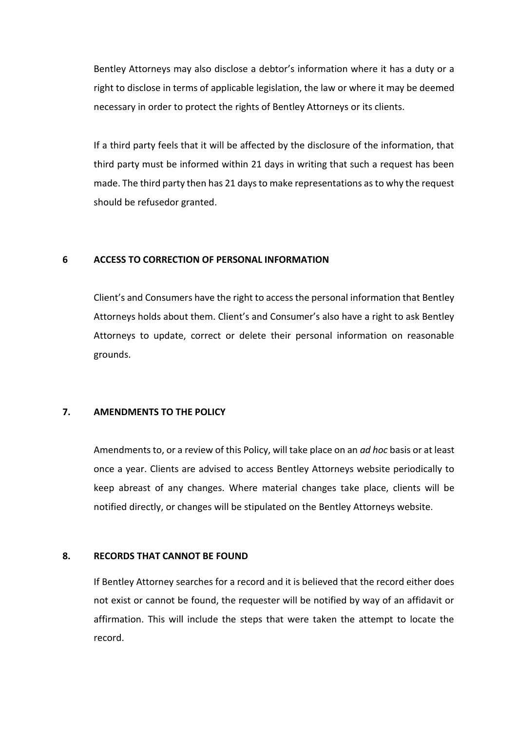Bentley Attorneys may also disclose a debtor's information where it has a duty or a right to disclose in terms of applicable legislation, the law or where it may be deemed necessary in order to protect the rights of Bentley Attorneys or its clients.

If a third party feels that it will be affected by the disclosure of the information, that third party must be informed within 21 days in writing that such a request has been made. The third party then has 21 days to make representations as to why the request should be refusedor granted.

## 6 ACCESS TO CORRECTION OF PERSONAL INFORMATION

Client's and Consumers have the right to access the personal information that Bentley Attorneys holds about them. Client's and Consumer's also have a right to ask Bentley Attorneys to update, correct or delete their personal information on reasonable grounds.

## 7. AMENDMENTS TO THE POLICY

Amendments to, or a review of this Policy, will take place on an *ad hoc* basis or at least once a year. Clients are advised to access Bentley Attorneys website periodically to keep abreast of any changes. Where material changes take place, clients will be notified directly, or changes will be stipulated on the Bentley Attorneys website.

## 8. RECORDS THAT CANNOT BE FOUND

If Bentley Attorney searches for a record and it is believed that the record either does not exist or cannot be found, the requester will be notified by way of an affidavit or affirmation. This will include the steps that were taken the attempt to locate the record.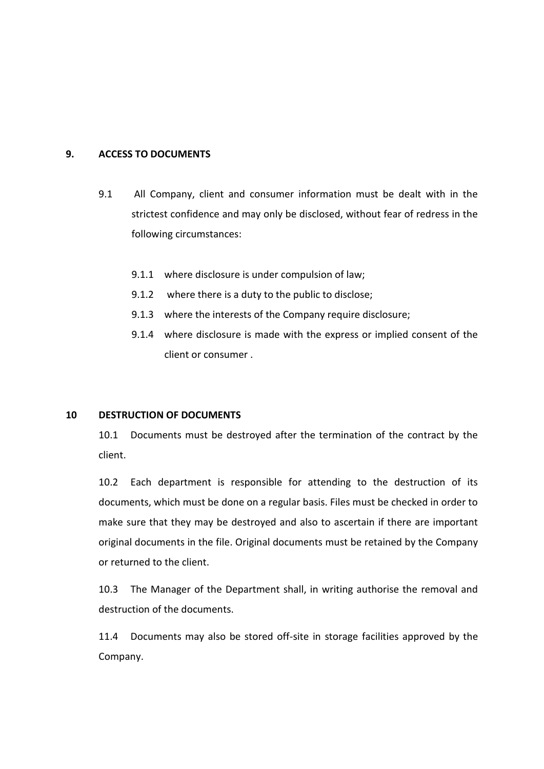## 9. ACCESS TO DOCUMENTS

9.1 All Company, client and consumer information must be dealt with in the strictest confidence and may only be disclosed, without fear of redress in the following circumstances:

- 9.1.1 where disclosure is under compulsion of law;
- 9.1.2 where there is a duty to the public to disclose;
- 9.1.3 where the interests of the Company require disclosure;
- 9.1.4 where disclosure is made with the express or implied consent of the client or consumer .

## 10 DESTRUCTION OF DOCUMENTS

10.1 Documents must be destroyed after the termination of the contract by the client.

10.2 Each department is responsible for attending to the destruction of its documents, which must be done on a regular basis. Files must be checked in order to make sure that they may be destroyed and also to ascertain if there are important original documents in the file. Original documents must be retained by the Company or returned to the client.

10.3 The Manager of the Department shall, in writing authorise the removal and destruction of the documents.

11.4 Documents may also be stored off-site in storage facilities approved by the Company.